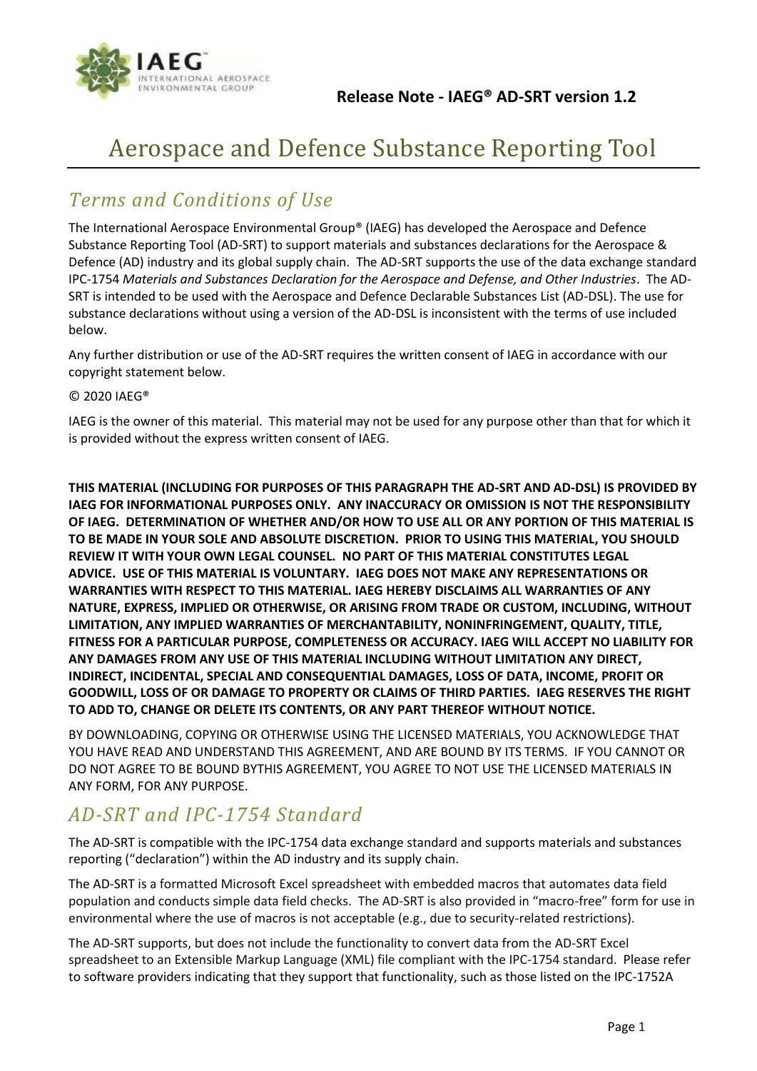**Release Note - IAEG® AD-SRT version 1.2**

# Aerospace and Defence Substance Reporting Tool

## *Terms and Conditions of Use*

The International Aerospace Environmental Group® (IAEG) has developed the Aerospace and Defence Substance Reporting Tool (AD-SRT) to support materials and substances declarations for the Aerospace & Defence (AD) industry and its global supply chain. The AD-SRT supports the use of the data exchange standard IPC-1754 *Materials and Substances Declaration for the Aerospace and Defense, and Other Industries*. The AD-SRT is intended to be used with the Aerospace and Defence Declarable Substances List (AD-DSL). The use for substance declarations without using a version of the AD-DSL is inconsistent with the terms of use included below.

Any further distribution or use of the AD-SRT requires the written consent of IAEG in accordance with our copyright statement below.

© 2020 IAEG®

IAEG is the owner of this material. This material may not be used for any purpose other than that for which it is provided without the express written consent of IAEG.

**THIS MATERIAL (INCLUDING FOR PURPOSES OF THIS PARAGRAPH THE AD-SRT AND AD-DSL) IS PROVIDED BY IAEG FOR INFORMATIONAL PURPOSES ONLY. ANY INACCURACY OR OMISSION IS NOT THE RESPONSIBILITY OF IAEG. DETERMINATION OF WHETHER AND/OR HOW TO USE ALL OR ANY PORTION OF THIS MATERIAL IS TO BE MADE IN YOUR SOLE AND ABSOLUTE DISCRETION. PRIOR TO USING THIS MATERIAL, YOU SHOULD REVIEW IT WITH YOUR OWN LEGAL COUNSEL. NO PART OF THIS MATERIAL CONSTITUTES LEGAL ADVICE. USE OF THIS MATERIAL IS VOLUNTARY. IAEG DOES NOT MAKE ANY REPRESENTATIONS OR WARRANTIES WITH RESPECT TO THIS MATERIAL. IAEG HEREBY DISCLAIMS ALL WARRANTIES OF ANY NATURE, EXPRESS, IMPLIED OR OTHERWISE, OR ARISING FROM TRADE OR CUSTOM, INCLUDING, WITHOUT LIMITATION, ANY IMPLIED WARRANTIES OF MERCHANTABILITY, NONINFRINGEMENT, QUALITY, TITLE, FITNESS FOR A PARTICULAR PURPOSE, COMPLETENESS OR ACCURACY. IAEG WILL ACCEPT NO LIABILITY FOR ANY DAMAGES FROM ANY USE OF THIS MATERIAL INCLUDING WITHOUT LIMITATION ANY DIRECT, INDIRECT, INCIDENTAL, SPECIAL AND CONSEQUENTIAL DAMAGES, LOSS OF DATA, INCOME, PROFIT OR GOODWILL, LOSS OF OR DAMAGE TO PROPERTY OR CLAIMS OF THIRD PARTIES. IAEG RESERVES THE RIGHT TO ADD TO, CHANGE OR DELETE ITS CONTENTS, OR ANY PART THEREOF WITHOUT NOTICE.**

BY DOWNLOADING, COPYING OR OTHERWISE USING THE LICENSED MATERIALS, YOU ACKNOWLEDGE THAT YOU HAVE READ AND UNDERSTAND THIS AGREEMENT, AND ARE BOUND BY ITS TERMS. IF YOU CANNOT OR DO NOT AGREE TO BE BOUND BYTHIS AGREEMENT, YOU AGREE TO NOT USE THE LICENSED MATERIALS IN ANY FORM, FOR ANY PURPOSE.

## *AD-SRT and IPC-1754 Standard*

The AD-SRT is compatible with the IPC-1754 data exchange standard and supports materials and substances reporting ("declaration") within the AD industry and its supply chain.

The AD-SRT is a formatted Microsoft Excel spreadsheet with embedded macros that automates data field population and conducts simple data field checks. The AD-SRT is also provided in "macro-free" form for use in environmental where the use of macros is not acceptable (e.g., due to security-related restrictions).

The AD-SRT supports, but does not include the functionality to convert data from the AD-SRT Excel spreadsheet to an Extensible Markup Language (XML) file compliant with the IPC-1754 standard. Please refer to software providers indicating that they support that functionality, such as those listed on the IPC-1752A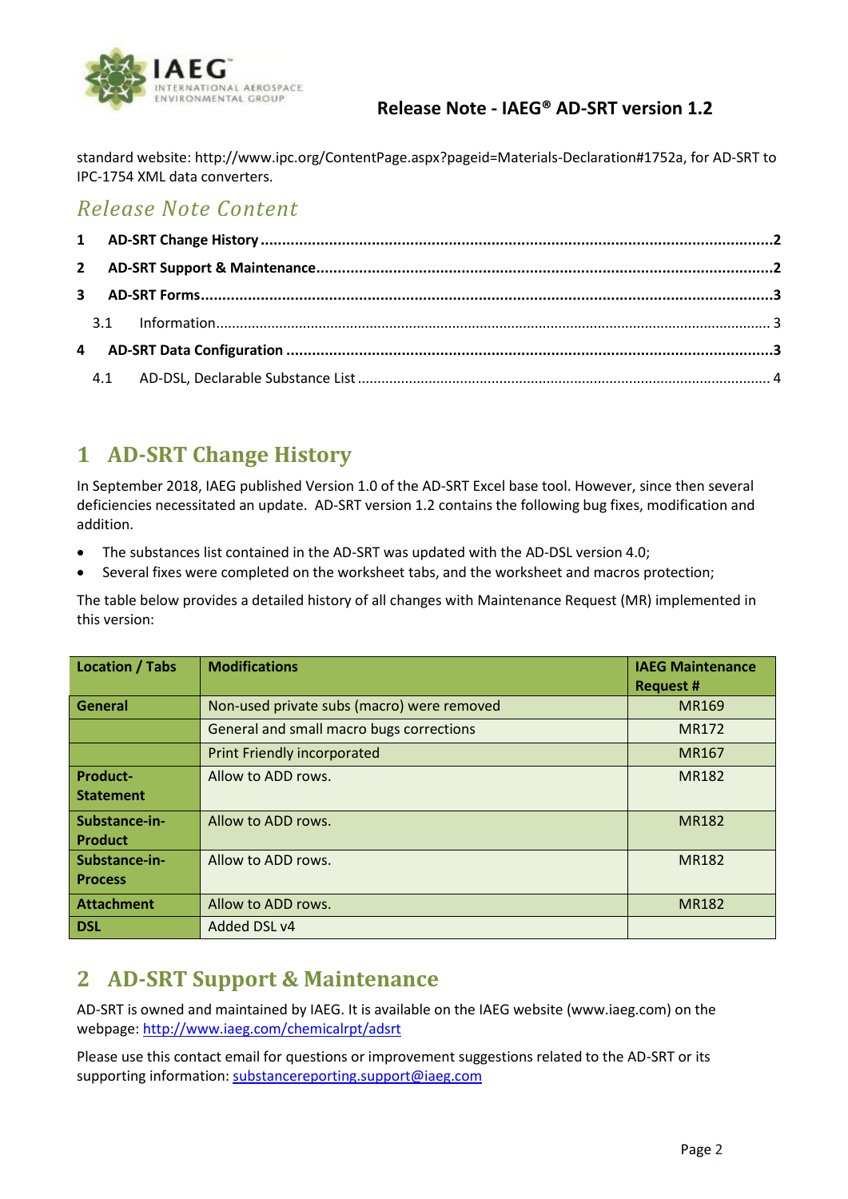standard website: http://www.ipc.org/ContentPage.aspx?pageid=Materials-Declaration#1752a, for AD-SRT to IPC-1754 XML data converters.

## *Release Note Content*

**1 AD-SRT Change History ..........2**

**2 AD-SRT Support & Maintenance ..........2**

**3 AD-SRT Forms ..........3**

3.1 Information ..........3

**4 AD-SRT Data Configuration ..........3**

4.1 AD-DSL, Declarable Substance List ..........4

# 1 AD-SRT Change History

In September 2018, IAEG published Version 1.0 of the AD-SRT Excel base tool. However, since then several deficiencies necessitated an update. AD-SRT version 1.2 contains the following bug fixes, modification and addition.

- The substances list contained in the AD-SRT was updated with the AD-DSL version 4.0;
- Several fixes were completed on the worksheet tabs, and the worksheet and macros protection;

The table below provides a detailed history of all changes with Maintenance Request (MR) implemented in this version:

| Location / Tabs | Modifications | IAEG Maintenance Request # |
|---|---|---|
| **General** | Non-used private subs (macro) were removed | MR169 |
| | General and small macro bugs corrections | MR172 |
| | Print Friendly incorporated | MR167 |
| **Product-Statement** | Allow to ADD rows. | MR182 |
| **Substance-in-Product** | Allow to ADD rows. | MR182 |
| **Substance-in-Process** | Allow to ADD rows. | MR182 |
| **Attachment** | Allow to ADD rows. | MR182 |
| **DSL** | Added DSL v4 | |

# 2 AD-SRT Support & Maintenance

AD-SRT is owned and maintained by IAEG. It is available on the IAEG website (www.iaeg.com) on the webpage: http://www.iaeg.com/chemicalrpt/adsrt

Please use this contact email for questions or improvement suggestions related to the AD-SRT or its supporting information: substancereporting.support@iaeg.com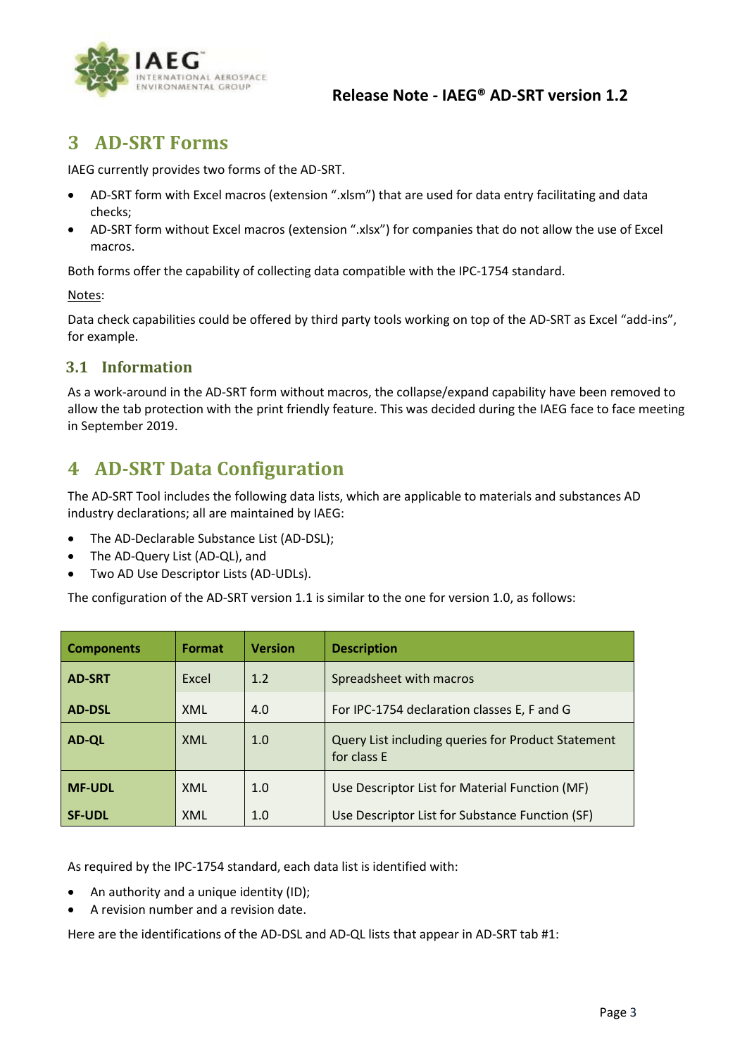## 3 AD-SRT Forms

IAEG currently provides two forms of the AD-SRT.

- AD-SRT form with Excel macros (extension ".xlsm") that are used for data entry facilitating and data checks;
- AD-SRT form without Excel macros (extension ".xlsx") for companies that do not allow the use of Excel macros.

Both forms offer the capability of collecting data compatible with the IPC-1754 standard.

Notes:

Data check capabilities could be offered by third party tools working on top of the AD-SRT as Excel "add-ins", for example.

### 3.1 Information

As a work-around in the AD-SRT form without macros, the collapse/expand capability have been removed to allow the tab protection with the print friendly feature. This was decided during the IAEG face to face meeting in September 2019.

## 4 AD-SRT Data Configuration

The AD-SRT Tool includes the following data lists, which are applicable to materials and substances AD industry declarations; all are maintained by IAEG:

- The AD-Declarable Substance List (AD-DSL);
- The AD-Query List (AD-QL), and
- Two AD Use Descriptor Lists (AD-UDLs).

The configuration of the AD-SRT version 1.1 is similar to the one for version 1.0, as follows:

| Components | Format | Version | Description |
|---|---|---|---|
| **AD-SRT** | Excel | 1.2 | Spreadsheet with macros |
| **AD-DSL** | XML | 4.0 | For IPC-1754 declaration classes E, F and G |
| **AD-QL** | XML | 1.0 | Query List including queries for Product Statement for class E |
| **MF-UDL** | XML | 1.0 | Use Descriptor List for Material Function (MF) |
| **SF-UDL** | XML | 1.0 | Use Descriptor List for Substance Function (SF) |

As required by the IPC-1754 standard, each data list is identified with:

- An authority and a unique identity (ID);
- A revision number and a revision date.

Here are the identifications of the AD-DSL and AD-QL lists that appear in AD-SRT tab #1: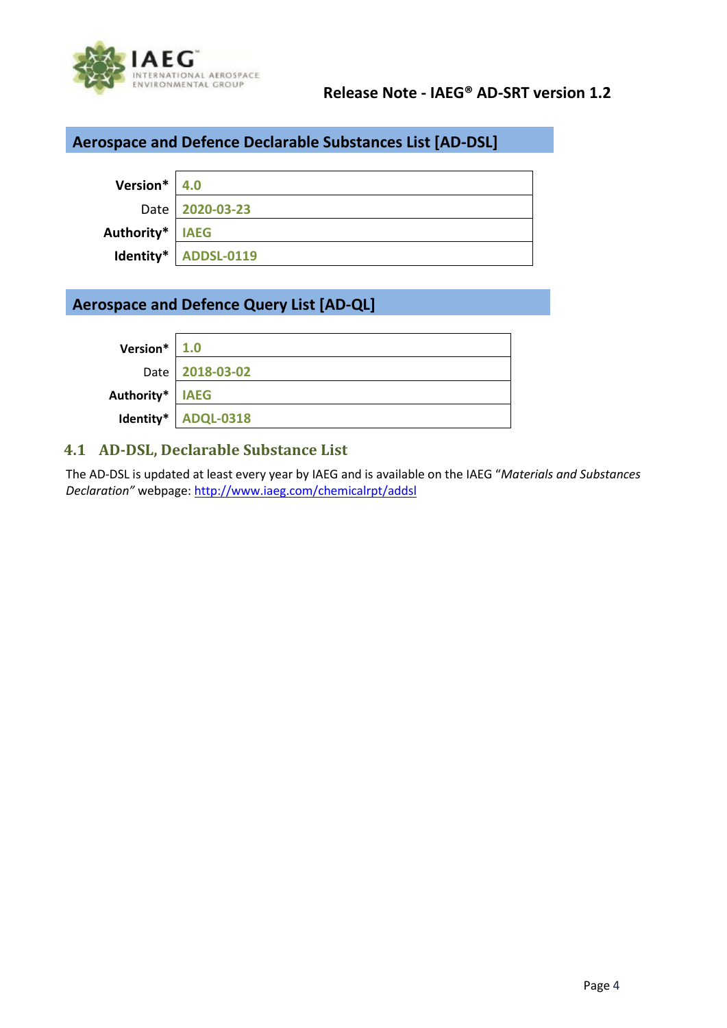## Aerospace and Defence Declarable Substances List [AD-DSL]

| | |
|---|---|
| **Version*** | 4.0 |
| Date | 2020-03-23 |
| **Authority*** | IAEG |
| **Identity*** | ADDSL-0119 |

## Aerospace and Defence Query List [AD-QL]

| | |
|---|---|
| **Version*** | 1.0 |
| Date | 2018-03-02 |
| **Authority*** | IAEG |
| **Identity*** | ADQL-0318 |

### 4.1 AD-DSL, Declarable Substance List

The AD-DSL is updated at least every year by IAEG and is available on the IAEG "*Materials and Substances Declaration"* webpage: http://www.iaeg.com/chemicalrpt/addsl